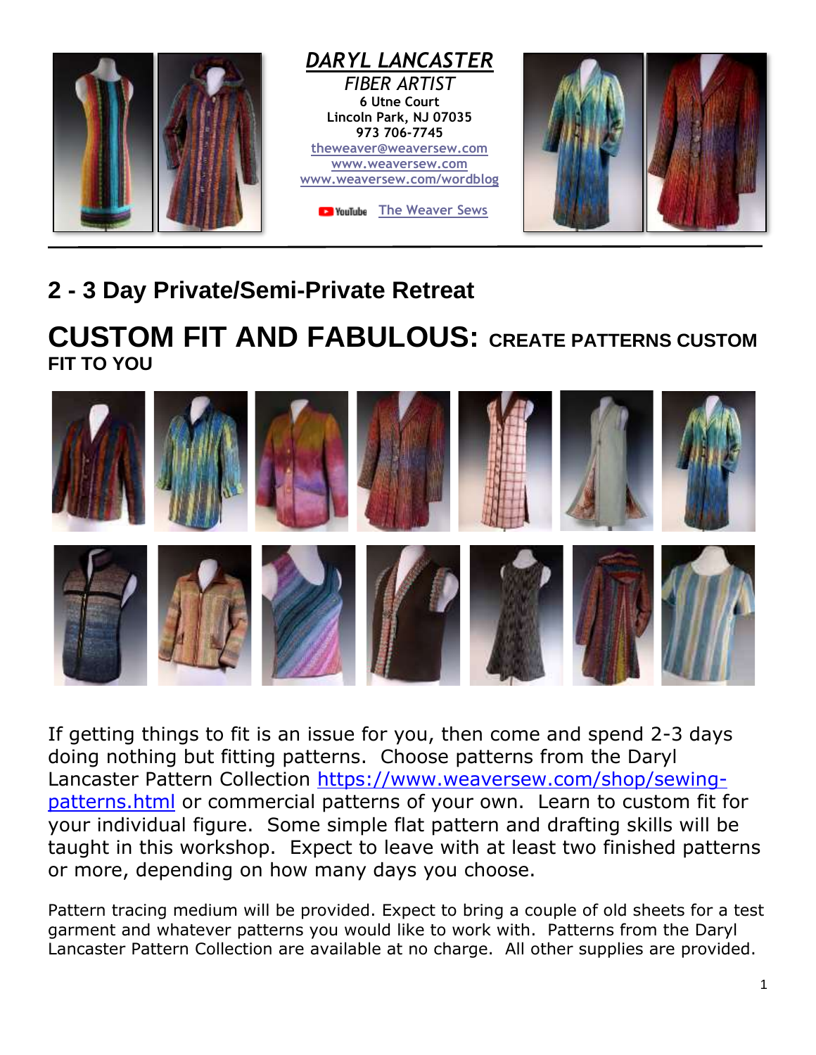***DARYL LANCASTER***

*FIBER ARTIST*

**6 Utne Court**
**Lincoln Park, NJ 07035**
**973 706-7745**

theweaver@weaversew.com
www.weaversew.com
www.weaversew.com/wordblog

YouTube The Weaver Sews

## 2 - 3 Day Private/Semi-Private Retreat

# CUSTOM FIT AND FABULOUS: CREATE PATTERNS CUSTOM FIT TO YOU

If getting things to fit is an issue for you, then come and spend 2-3 days doing nothing but fitting patterns. Choose patterns from the Daryl Lancaster Pattern Collection https://www.weaversew.com/shop/sewing-patterns.html or commercial patterns of your own. Learn to custom fit for your individual figure. Some simple flat pattern and drafting skills will be taught in this workshop. Expect to leave with at least two finished patterns or more, depending on how many days you choose.

Pattern tracing medium will be provided. Expect to bring a couple of old sheets for a test garment and whatever patterns you would like to work with. Patterns from the Daryl Lancaster Pattern Collection are available at no charge. All other supplies are provided.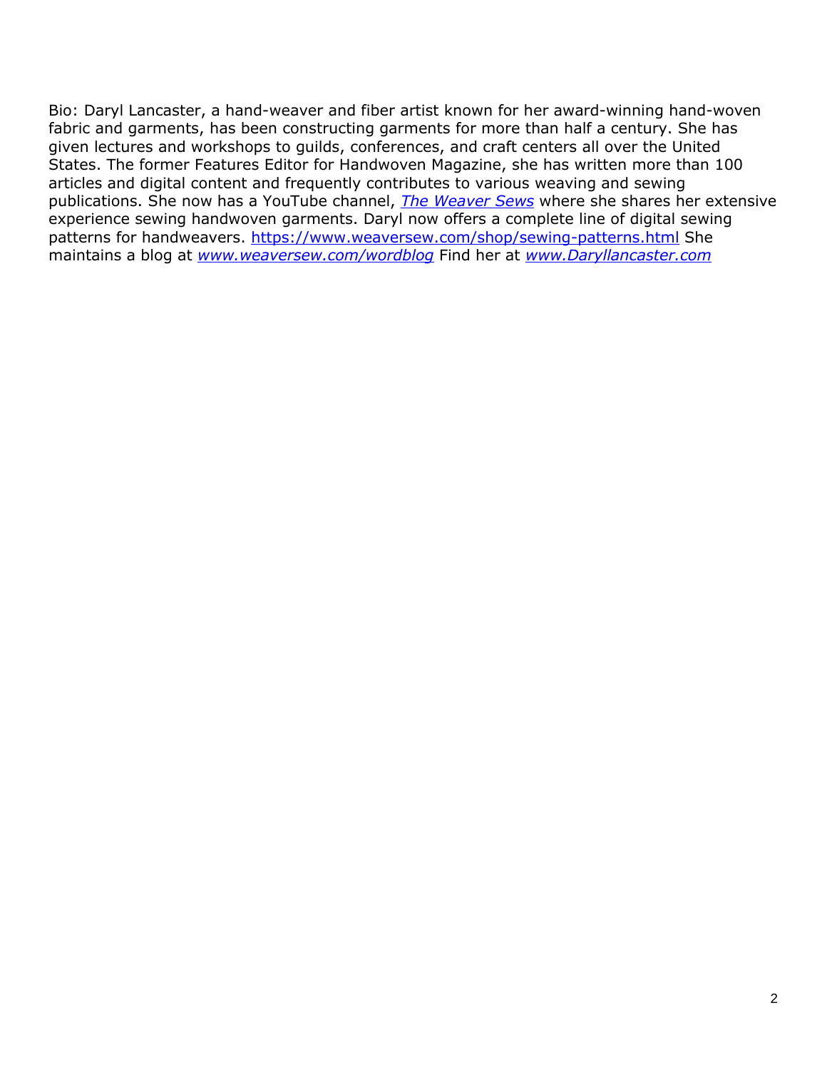Bio: Daryl Lancaster, a hand-weaver and fiber artist known for her award-winning hand-woven fabric and garments, has been constructing garments for more than half a century. She has given lectures and workshops to guilds, conferences, and craft centers all over the United States. The former Features Editor for Handwoven Magazine, she has written more than 100 articles and digital content and frequently contributes to various weaving and sewing publications. She now has a YouTube channel, [*The Weaver Sews*](#) where she shares her extensive experience sewing handwoven garments. Daryl now offers a complete line of digital sewing patterns for handweavers. https://www.weaversew.com/shop/sewing-patterns.html She maintains a blog at *www.weaversew.com/wordblog* Find her at *www.Daryllancaster.com*